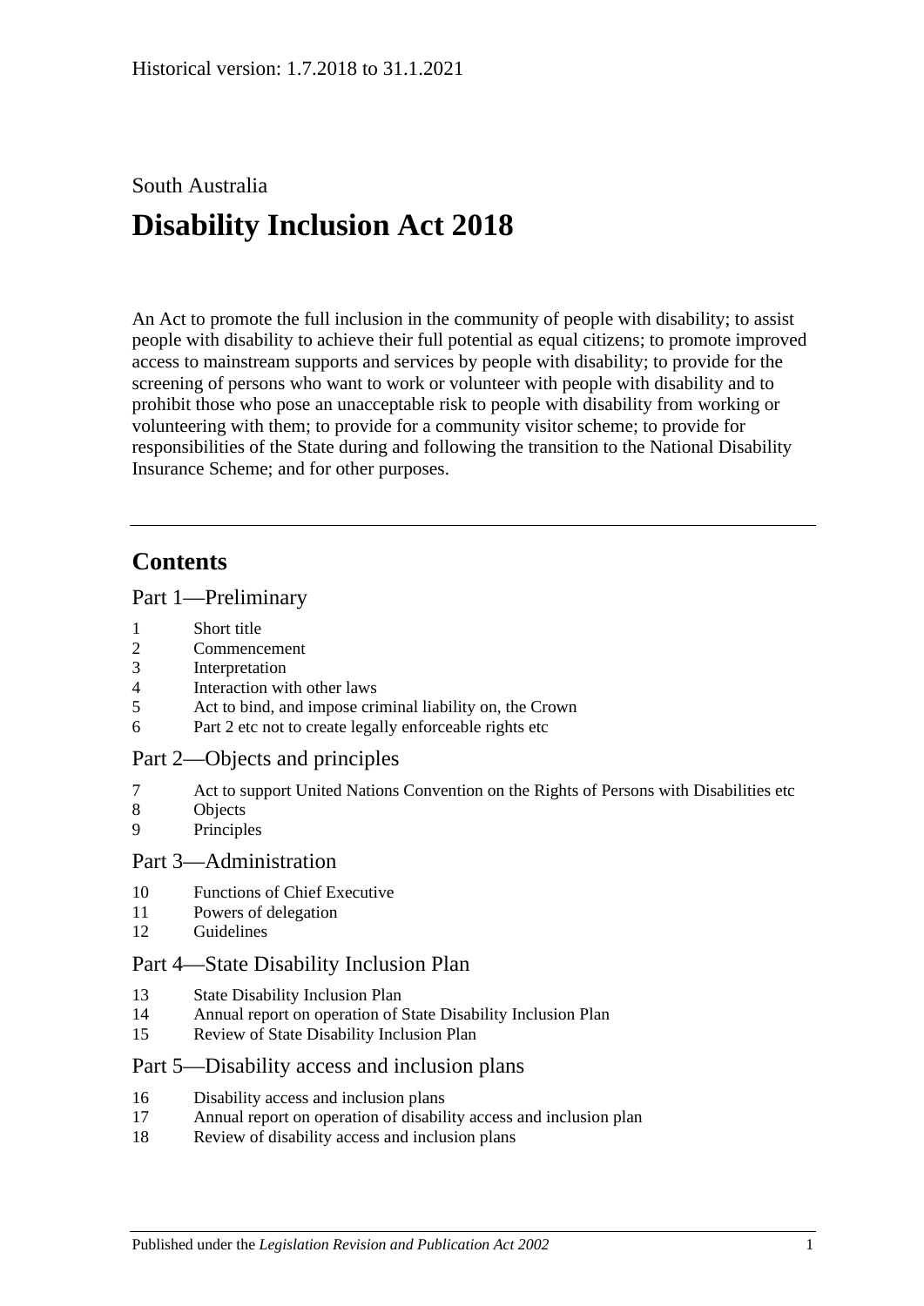Historical version: 1.7.2018 to 31.1.2021

South Australia

# Disability Inclusion Act 2018

An Act to promote the full inclusion in the community of people with disability; to assist people with disability to achieve their full potential as equal citizens; to promote improved access to mainstream supports and services by people with disability; to provide for the screening of persons who want to work or volunteer with people with disability and to prohibit those who pose an unacceptable risk to people with disability from working or volunteering with them; to provide for a community visitor scheme; to provide for responsibilities of the State during and following the transition to the National Disability Insurance Scheme; and for other purposes.

## Contents

### Part 1—Preliminary

1 Short title
2 Commencement
3 Interpretation
4 Interaction with other laws
5 Act to bind, and impose criminal liability on, the Crown
6 Part 2 etc not to create legally enforceable rights etc

### Part 2—Objects and principles

7 Act to support United Nations Convention on the Rights of Persons with Disabilities etc
8 Objects
9 Principles

### Part 3—Administration

10 Functions of Chief Executive
11 Powers of delegation
12 Guidelines

### Part 4—State Disability Inclusion Plan

13 State Disability Inclusion Plan
14 Annual report on operation of State Disability Inclusion Plan
15 Review of State Disability Inclusion Plan

### Part 5—Disability access and inclusion plans

16 Disability access and inclusion plans
17 Annual report on operation of disability access and inclusion plan
18 Review of disability access and inclusion plans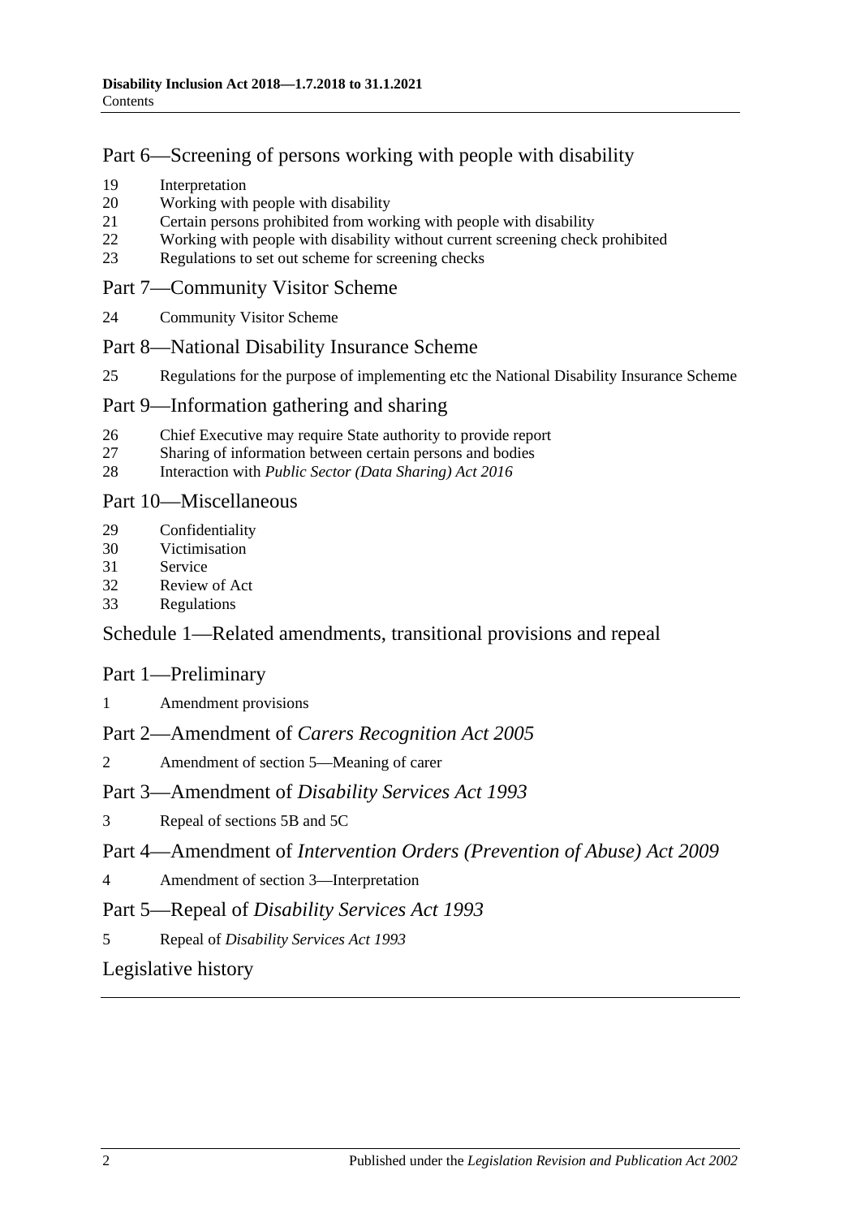## Part 6—Screening of persons working with people with disability

19 Interpretation
20 Working with people with disability
21 Certain persons prohibited from working with people with disability
22 Working with people with disability without current screening check prohibited
23 Regulations to set out scheme for screening checks

## Part 7—Community Visitor Scheme

24 Community Visitor Scheme

## Part 8—National Disability Insurance Scheme

25 Regulations for the purpose of implementing etc the National Disability Insurance Scheme

## Part 9—Information gathering and sharing

26 Chief Executive may require State authority to provide report
27 Sharing of information between certain persons and bodies
28 Interaction with *Public Sector (Data Sharing) Act 2016*

## Part 10—Miscellaneous

29 Confidentiality
30 Victimisation
31 Service
32 Review of Act
33 Regulations

## Schedule 1—Related amendments, transitional provisions and repeal

## Part 1—Preliminary

1 Amendment provisions

## Part 2—Amendment of *Carers Recognition Act 2005*

2 Amendment of section 5—Meaning of carer

## Part 3—Amendment of *Disability Services Act 1993*

3 Repeal of sections 5B and 5C

## Part 4—Amendment of *Intervention Orders (Prevention of Abuse) Act 2009*

4 Amendment of section 3—Interpretation

## Part 5—Repeal of *Disability Services Act 1993*

5 Repeal of *Disability Services Act 1993*

## Legislative history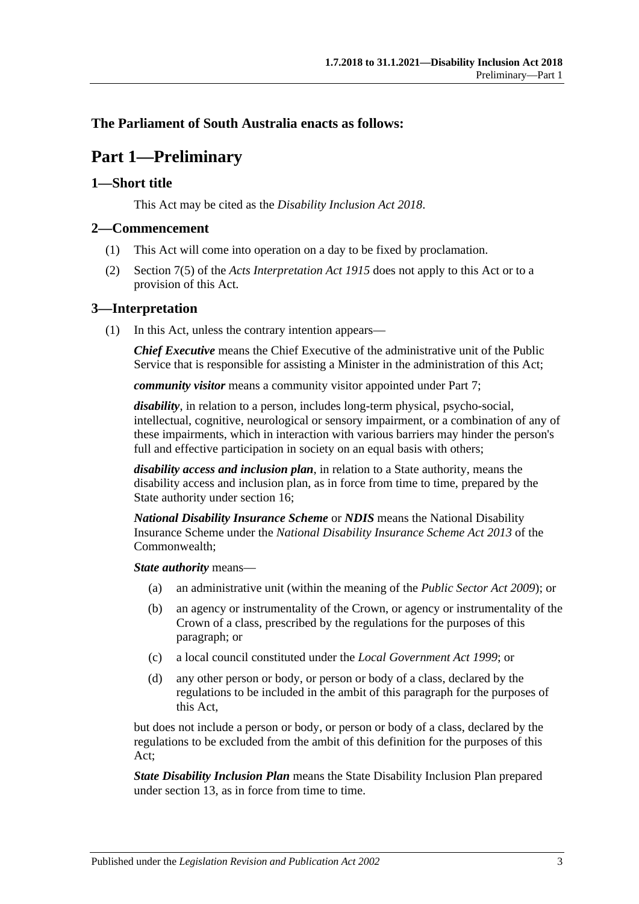**The Parliament of South Australia enacts as follows:**

# Part 1—Preliminary

## 1—Short title

This Act may be cited as the *Disability Inclusion Act 2018*.

## 2—Commencement

(1) This Act will come into operation on a day to be fixed by proclamation.

(2) Section 7(5) of the *Acts Interpretation Act 1915* does not apply to this Act or to a provision of this Act.

## 3—Interpretation

(1) In this Act, unless the contrary intention appears—

***Chief Executive*** means the Chief Executive of the administrative unit of the Public Service that is responsible for assisting a Minister in the administration of this Act;

***community visitor*** means a community visitor appointed under Part 7;

***disability***, in relation to a person, includes long-term physical, psycho-social, intellectual, cognitive, neurological or sensory impairment, or a combination of any of these impairments, which in interaction with various barriers may hinder the person's full and effective participation in society on an equal basis with others;

***disability access and inclusion plan***, in relation to a State authority, means the disability access and inclusion plan, as in force from time to time, prepared by the State authority under section 16;

***National Disability Insurance Scheme*** or ***NDIS*** means the National Disability Insurance Scheme under the *National Disability Insurance Scheme Act 2013* of the Commonwealth;

***State authority*** means—

(a) an administrative unit (within the meaning of the *Public Sector Act 2009*); or

(b) an agency or instrumentality of the Crown, or agency or instrumentality of the Crown of a class, prescribed by the regulations for the purposes of this paragraph; or

(c) a local council constituted under the *Local Government Act 1999*; or

(d) any other person or body, or person or body of a class, declared by the regulations to be included in the ambit of this paragraph for the purposes of this Act,

but does not include a person or body, or person or body of a class, declared by the regulations to be excluded from the ambit of this definition for the purposes of this Act;

***State Disability Inclusion Plan*** means the State Disability Inclusion Plan prepared under section 13, as in force from time to time.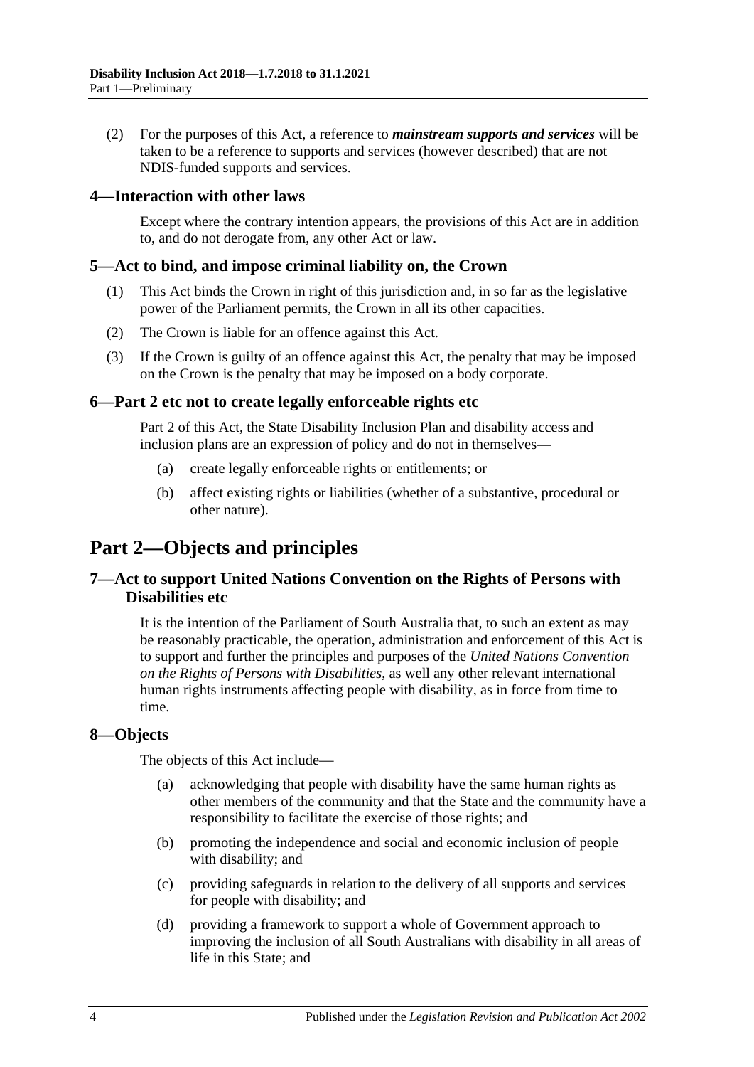(2) For the purposes of this Act, a reference to ***mainstream supports and services*** will be taken to be a reference to supports and services (however described) that are not NDIS-funded supports and services.

### 4—Interaction with other laws

Except where the contrary intention appears, the provisions of this Act are in addition to, and do not derogate from, any other Act or law.

### 5—Act to bind, and impose criminal liability on, the Crown

(1) This Act binds the Crown in right of this jurisdiction and, in so far as the legislative power of the Parliament permits, the Crown in all its other capacities.

(2) The Crown is liable for an offence against this Act.

(3) If the Crown is guilty of an offence against this Act, the penalty that may be imposed on the Crown is the penalty that may be imposed on a body corporate.

### 6—Part 2 etc not to create legally enforceable rights etc

Part 2 of this Act, the State Disability Inclusion Plan and disability access and inclusion plans are an expression of policy and do not in themselves—

(a) create legally enforceable rights or entitlements; or

(b) affect existing rights or liabilities (whether of a substantive, procedural or other nature).

## Part 2—Objects and principles

### 7—Act to support United Nations Convention on the Rights of Persons with Disabilities etc

It is the intention of the Parliament of South Australia that, to such an extent as may be reasonably practicable, the operation, administration and enforcement of this Act is to support and further the principles and purposes of the *United Nations Convention on the Rights of Persons with Disabilities*, as well any other relevant international human rights instruments affecting people with disability, as in force from time to time.

### 8—Objects

The objects of this Act include—

(a) acknowledging that people with disability have the same human rights as other members of the community and that the State and the community have a responsibility to facilitate the exercise of those rights; and

(b) promoting the independence and social and economic inclusion of people with disability; and

(c) providing safeguards in relation to the delivery of all supports and services for people with disability; and

(d) providing a framework to support a whole of Government approach to improving the inclusion of all South Australians with disability in all areas of life in this State; and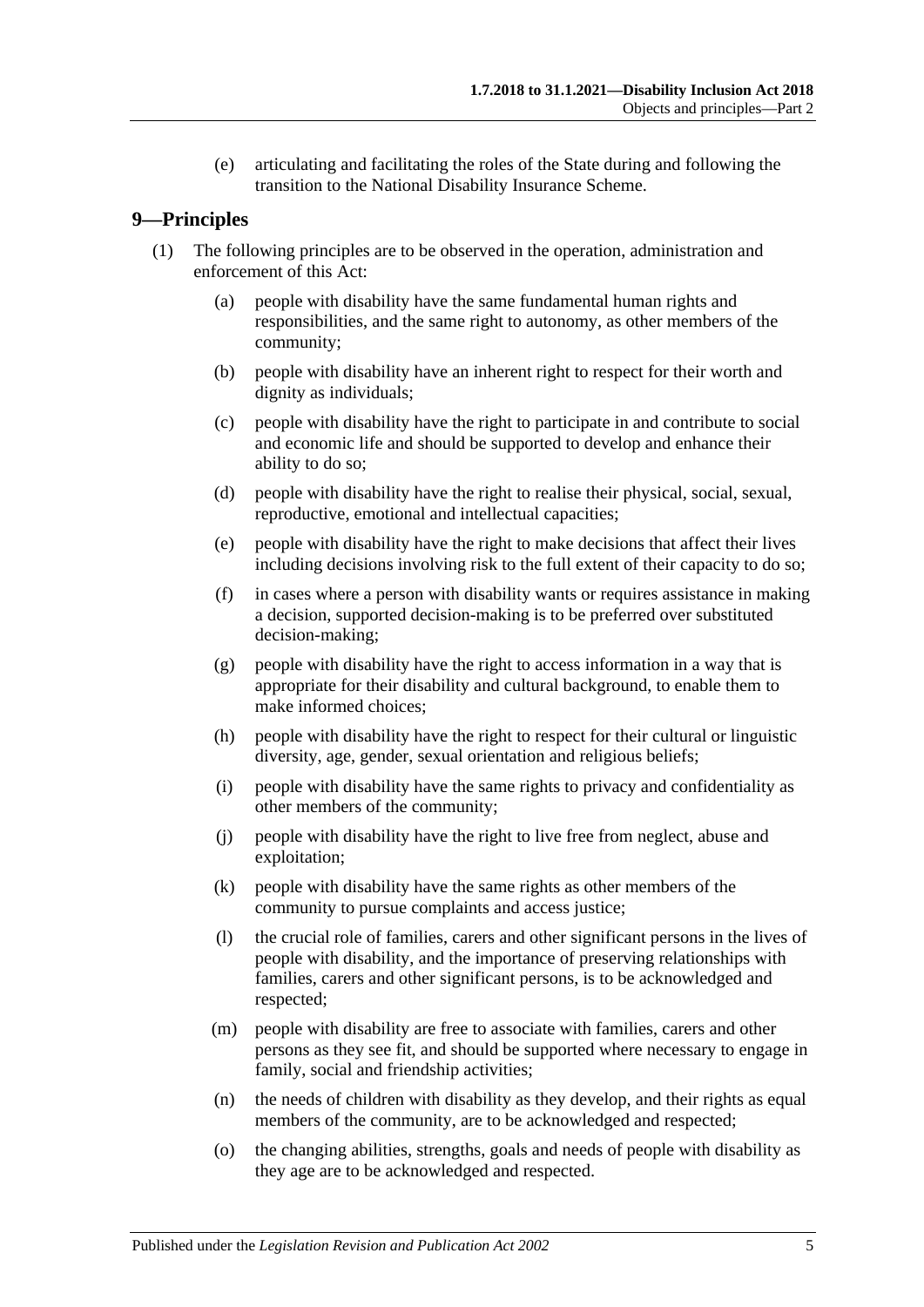(e) articulating and facilitating the roles of the State during and following the transition to the National Disability Insurance Scheme.

## 9—Principles

(1) The following principles are to be observed in the operation, administration and enforcement of this Act:

(a) people with disability have the same fundamental human rights and responsibilities, and the same right to autonomy, as other members of the community;

(b) people with disability have an inherent right to respect for their worth and dignity as individuals;

(c) people with disability have the right to participate in and contribute to social and economic life and should be supported to develop and enhance their ability to do so;

(d) people with disability have the right to realise their physical, social, sexual, reproductive, emotional and intellectual capacities;

(e) people with disability have the right to make decisions that affect their lives including decisions involving risk to the full extent of their capacity to do so;

(f) in cases where a person with disability wants or requires assistance in making a decision, supported decision-making is to be preferred over substituted decision-making;

(g) people with disability have the right to access information in a way that is appropriate for their disability and cultural background, to enable them to make informed choices;

(h) people with disability have the right to respect for their cultural or linguistic diversity, age, gender, sexual orientation and religious beliefs;

(i) people with disability have the same rights to privacy and confidentiality as other members of the community;

(j) people with disability have the right to live free from neglect, abuse and exploitation;

(k) people with disability have the same rights as other members of the community to pursue complaints and access justice;

(l) the crucial role of families, carers and other significant persons in the lives of people with disability, and the importance of preserving relationships with families, carers and other significant persons, is to be acknowledged and respected;

(m) people with disability are free to associate with families, carers and other persons as they see fit, and should be supported where necessary to engage in family, social and friendship activities;

(n) the needs of children with disability as they develop, and their rights as equal members of the community, are to be acknowledged and respected;

(o) the changing abilities, strengths, goals and needs of people with disability as they age are to be acknowledged and respected.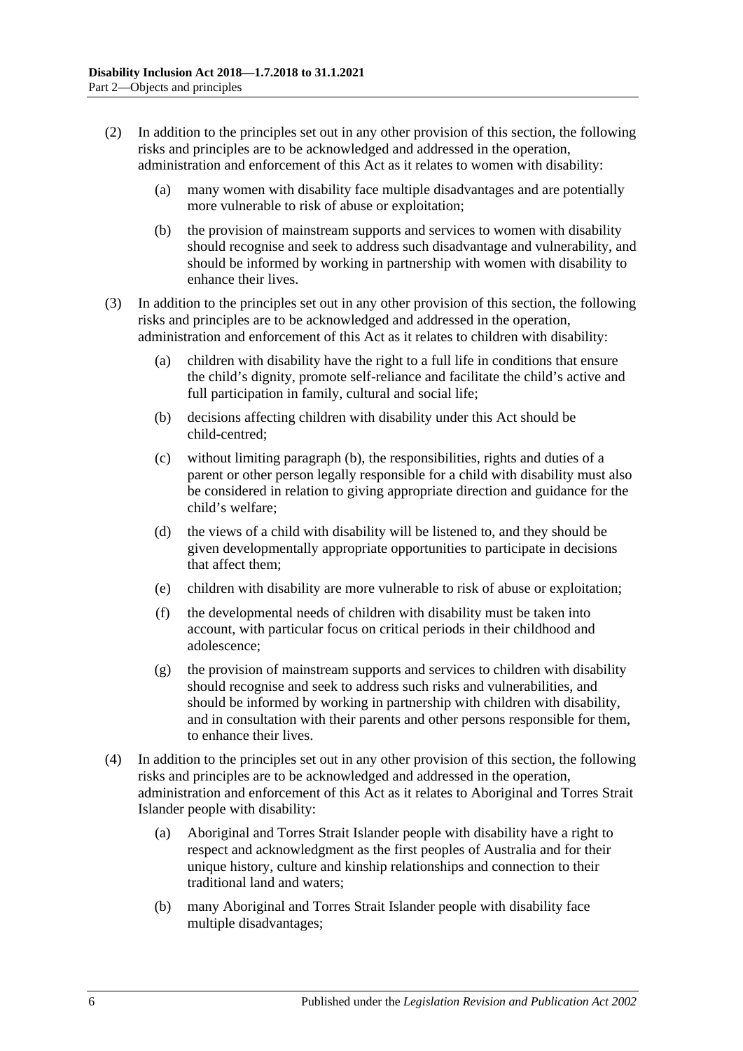(2) In addition to the principles set out in any other provision of this section, the following risks and principles are to be acknowledged and addressed in the operation, administration and enforcement of this Act as it relates to women with disability:

(a) many women with disability face multiple disadvantages and are potentially more vulnerable to risk of abuse or exploitation;

(b) the provision of mainstream supports and services to women with disability should recognise and seek to address such disadvantage and vulnerability, and should be informed by working in partnership with women with disability to enhance their lives.

(3) In addition to the principles set out in any other provision of this section, the following risks and principles are to be acknowledged and addressed in the operation, administration and enforcement of this Act as it relates to children with disability:

(a) children with disability have the right to a full life in conditions that ensure the child's dignity, promote self-reliance and facilitate the child's active and full participation in family, cultural and social life;

(b) decisions affecting children with disability under this Act should be child-centred;

(c) without limiting paragraph (b), the responsibilities, rights and duties of a parent or other person legally responsible for a child with disability must also be considered in relation to giving appropriate direction and guidance for the child's welfare;

(d) the views of a child with disability will be listened to, and they should be given developmentally appropriate opportunities to participate in decisions that affect them;

(e) children with disability are more vulnerable to risk of abuse or exploitation;

(f) the developmental needs of children with disability must be taken into account, with particular focus on critical periods in their childhood and adolescence;

(g) the provision of mainstream supports and services to children with disability should recognise and seek to address such risks and vulnerabilities, and should be informed by working in partnership with children with disability, and in consultation with their parents and other persons responsible for them, to enhance their lives.

(4) In addition to the principles set out in any other provision of this section, the following risks and principles are to be acknowledged and addressed in the operation, administration and enforcement of this Act as it relates to Aboriginal and Torres Strait Islander people with disability:

(a) Aboriginal and Torres Strait Islander people with disability have a right to respect and acknowledgment as the first peoples of Australia and for their unique history, culture and kinship relationships and connection to their traditional land and waters;

(b) many Aboriginal and Torres Strait Islander people with disability face multiple disadvantages;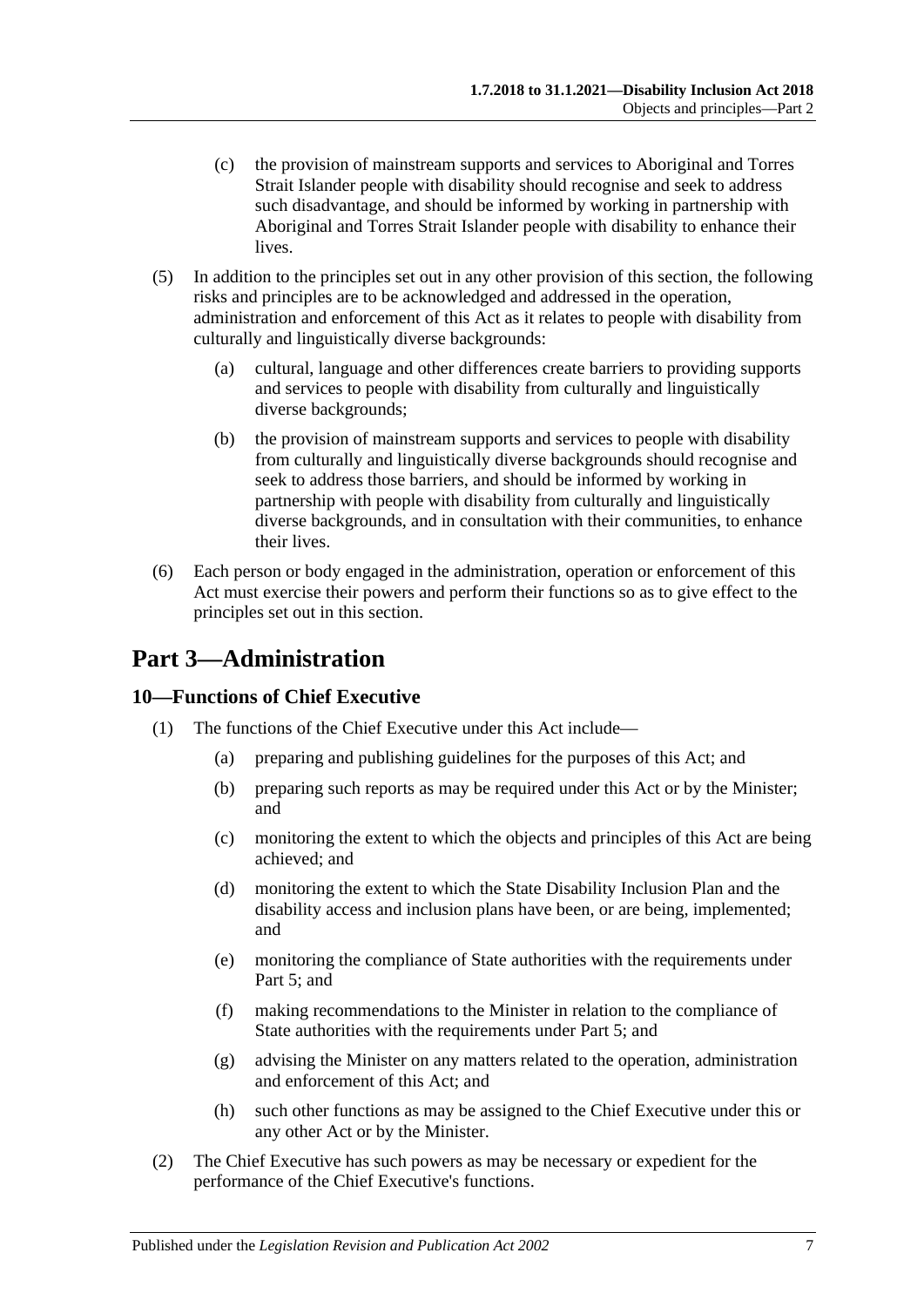(c) the provision of mainstream supports and services to Aboriginal and Torres Strait Islander people with disability should recognise and seek to address such disadvantage, and should be informed by working in partnership with Aboriginal and Torres Strait Islander people with disability to enhance their lives.

(5) In addition to the principles set out in any other provision of this section, the following risks and principles are to be acknowledged and addressed in the operation, administration and enforcement of this Act as it relates to people with disability from culturally and linguistically diverse backgrounds:

(a) cultural, language and other differences create barriers to providing supports and services to people with disability from culturally and linguistically diverse backgrounds;

(b) the provision of mainstream supports and services to people with disability from culturally and linguistically diverse backgrounds should recognise and seek to address those barriers, and should be informed by working in partnership with people with disability from culturally and linguistically diverse backgrounds, and in consultation with their communities, to enhance their lives.

(6) Each person or body engaged in the administration, operation or enforcement of this Act must exercise their powers and perform their functions so as to give effect to the principles set out in this section.

# Part 3—Administration

## 10—Functions of Chief Executive

(1) The functions of the Chief Executive under this Act include—

(a) preparing and publishing guidelines for the purposes of this Act; and

(b) preparing such reports as may be required under this Act or by the Minister; and

(c) monitoring the extent to which the objects and principles of this Act are being achieved; and

(d) monitoring the extent to which the State Disability Inclusion Plan and the disability access and inclusion plans have been, or are being, implemented; and

(e) monitoring the compliance of State authorities with the requirements under Part 5; and

(f) making recommendations to the Minister in relation to the compliance of State authorities with the requirements under Part 5; and

(g) advising the Minister on any matters related to the operation, administration and enforcement of this Act; and

(h) such other functions as may be assigned to the Chief Executive under this or any other Act or by the Minister.

(2) The Chief Executive has such powers as may be necessary or expedient for the performance of the Chief Executive's functions.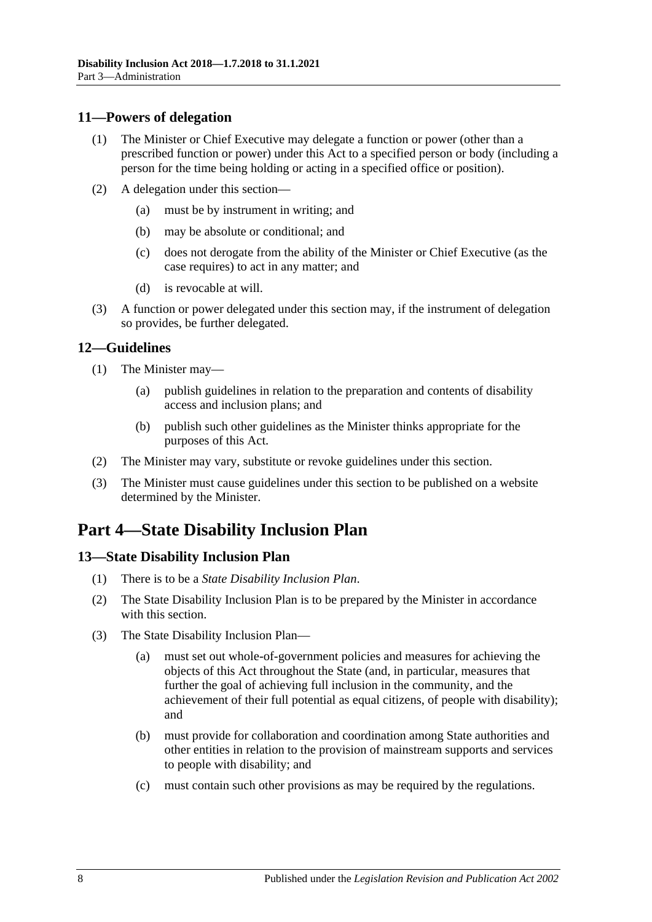## 11—Powers of delegation

(1) The Minister or Chief Executive may delegate a function or power (other than a prescribed function or power) under this Act to a specified person or body (including a person for the time being holding or acting in a specified office or position).

(2) A delegation under this section—

(a) must be by instrument in writing; and

(b) may be absolute or conditional; and

(c) does not derogate from the ability of the Minister or Chief Executive (as the case requires) to act in any matter; and

(d) is revocable at will.

(3) A function or power delegated under this section may, if the instrument of delegation so provides, be further delegated.

## 12—Guidelines

(1) The Minister may—

(a) publish guidelines in relation to the preparation and contents of disability access and inclusion plans; and

(b) publish such other guidelines as the Minister thinks appropriate for the purposes of this Act.

(2) The Minister may vary, substitute or revoke guidelines under this section.

(3) The Minister must cause guidelines under this section to be published on a website determined by the Minister.

# Part 4—State Disability Inclusion Plan

## 13—State Disability Inclusion Plan

(1) There is to be a *State Disability Inclusion Plan*.

(2) The State Disability Inclusion Plan is to be prepared by the Minister in accordance with this section.

(3) The State Disability Inclusion Plan—

(a) must set out whole-of-government policies and measures for achieving the objects of this Act throughout the State (and, in particular, measures that further the goal of achieving full inclusion in the community, and the achievement of their full potential as equal citizens, of people with disability); and

(b) must provide for collaboration and coordination among State authorities and other entities in relation to the provision of mainstream supports and services to people with disability; and

(c) must contain such other provisions as may be required by the regulations.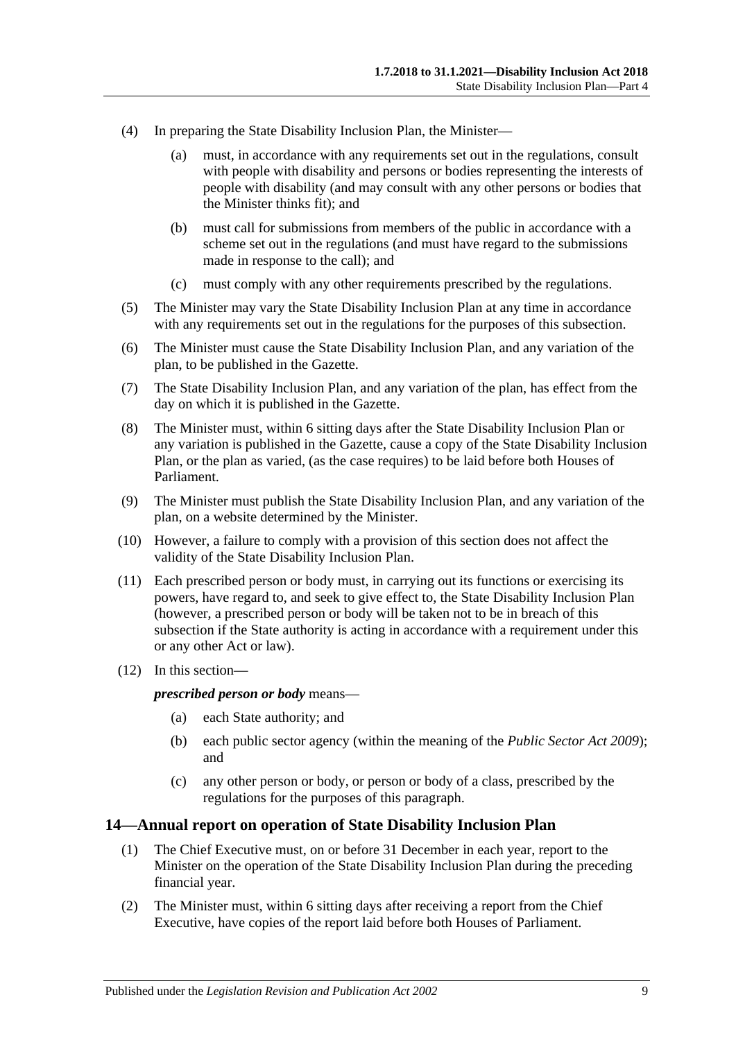(4) In preparing the State Disability Inclusion Plan, the Minister—

(a) must, in accordance with any requirements set out in the regulations, consult with people with disability and persons or bodies representing the interests of people with disability (and may consult with any other persons or bodies that the Minister thinks fit); and

(b) must call for submissions from members of the public in accordance with a scheme set out in the regulations (and must have regard to the submissions made in response to the call); and

(c) must comply with any other requirements prescribed by the regulations.

(5) The Minister may vary the State Disability Inclusion Plan at any time in accordance with any requirements set out in the regulations for the purposes of this subsection.

(6) The Minister must cause the State Disability Inclusion Plan, and any variation of the plan, to be published in the Gazette.

(7) The State Disability Inclusion Plan, and any variation of the plan, has effect from the day on which it is published in the Gazette.

(8) The Minister must, within 6 sitting days after the State Disability Inclusion Plan or any variation is published in the Gazette, cause a copy of the State Disability Inclusion Plan, or the plan as varied, (as the case requires) to be laid before both Houses of Parliament.

(9) The Minister must publish the State Disability Inclusion Plan, and any variation of the plan, on a website determined by the Minister.

(10) However, a failure to comply with a provision of this section does not affect the validity of the State Disability Inclusion Plan.

(11) Each prescribed person or body must, in carrying out its functions or exercising its powers, have regard to, and seek to give effect to, the State Disability Inclusion Plan (however, a prescribed person or body will be taken not to be in breach of this subsection if the State authority is acting in accordance with a requirement under this or any other Act or law).

(12) In this section—

***prescribed person or body*** means—

(a) each State authority; and

(b) each public sector agency (within the meaning of the *Public Sector Act 2009*); and

(c) any other person or body, or person or body of a class, prescribed by the regulations for the purposes of this paragraph.

## 14—Annual report on operation of State Disability Inclusion Plan

(1) The Chief Executive must, on or before 31 December in each year, report to the Minister on the operation of the State Disability Inclusion Plan during the preceding financial year.

(2) The Minister must, within 6 sitting days after receiving a report from the Chief Executive, have copies of the report laid before both Houses of Parliament.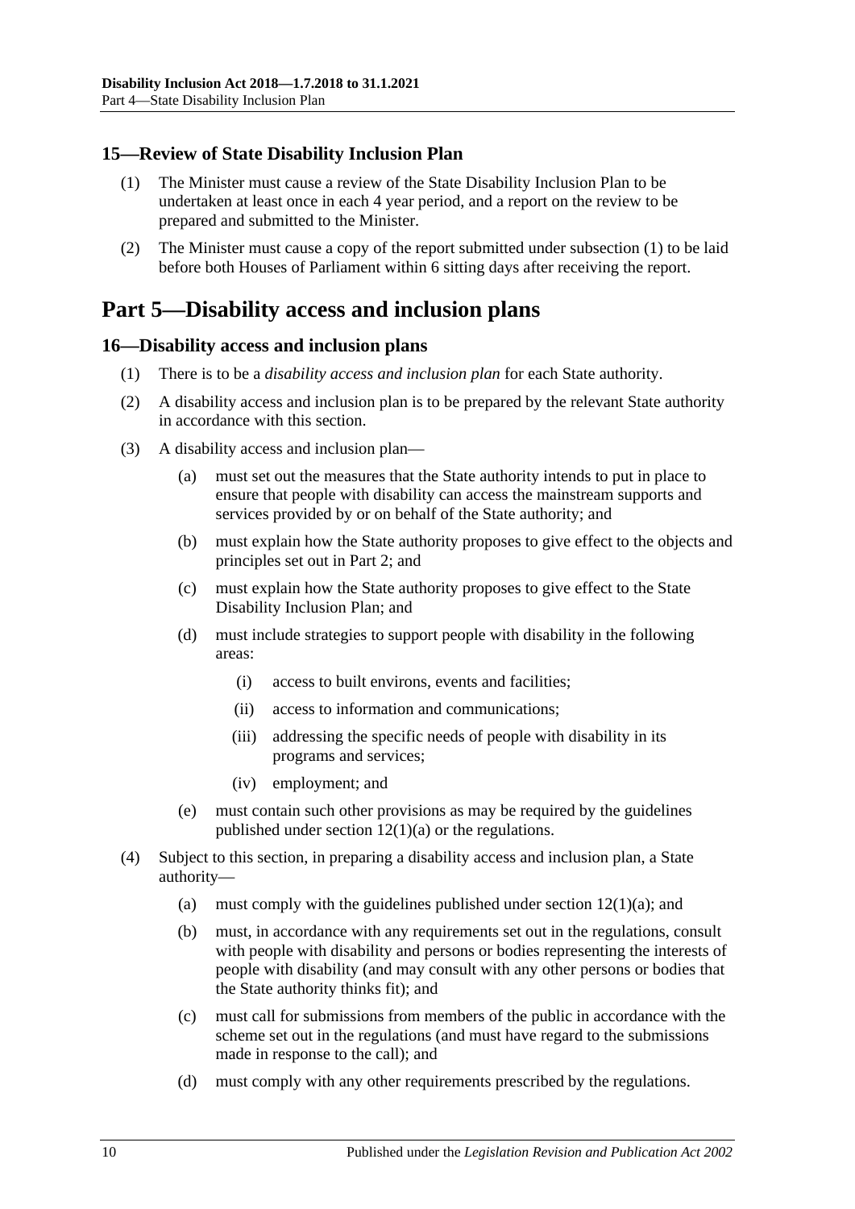### 15—Review of State Disability Inclusion Plan

(1) The Minister must cause a review of the State Disability Inclusion Plan to be undertaken at least once in each 4 year period, and a report on the review to be prepared and submitted to the Minister.

(2) The Minister must cause a copy of the report submitted under subsection (1) to be laid before both Houses of Parliament within 6 sitting days after receiving the report.

## Part 5—Disability access and inclusion plans

### 16—Disability access and inclusion plans

(1) There is to be a *disability access and inclusion plan* for each State authority.

(2) A disability access and inclusion plan is to be prepared by the relevant State authority in accordance with this section.

(3) A disability access and inclusion plan—

(a) must set out the measures that the State authority intends to put in place to ensure that people with disability can access the mainstream supports and services provided by or on behalf of the State authority; and

(b) must explain how the State authority proposes to give effect to the objects and principles set out in Part 2; and

(c) must explain how the State authority proposes to give effect to the State Disability Inclusion Plan; and

(d) must include strategies to support people with disability in the following areas:

(i) access to built environs, events and facilities;

(ii) access to information and communications;

(iii) addressing the specific needs of people with disability in its programs and services;

(iv) employment; and

(e) must contain such other provisions as may be required by the guidelines published under section 12(1)(a) or the regulations.

(4) Subject to this section, in preparing a disability access and inclusion plan, a State authority—

(a) must comply with the guidelines published under section 12(1)(a); and

(b) must, in accordance with any requirements set out in the regulations, consult with people with disability and persons or bodies representing the interests of people with disability (and may consult with any other persons or bodies that the State authority thinks fit); and

(c) must call for submissions from members of the public in accordance with the scheme set out in the regulations (and must have regard to the submissions made in response to the call); and

(d) must comply with any other requirements prescribed by the regulations.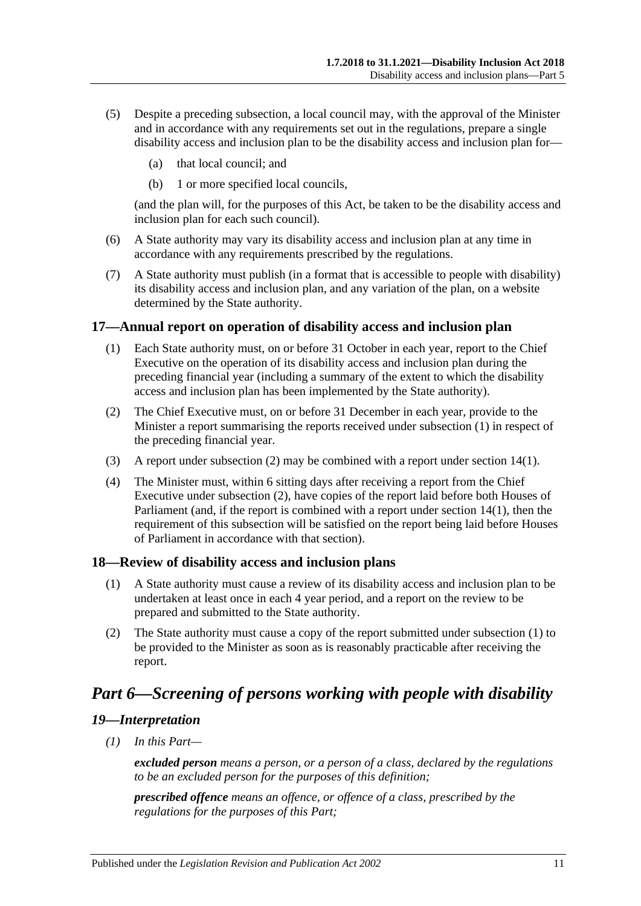(5) Despite a preceding subsection, a local council may, with the approval of the Minister and in accordance with any requirements set out in the regulations, prepare a single disability access and inclusion plan to be the disability access and inclusion plan for—

(a) that local council; and

(b) 1 or more specified local councils,

(and the plan will, for the purposes of this Act, be taken to be the disability access and inclusion plan for each such council).

(6) A State authority may vary its disability access and inclusion plan at any time in accordance with any requirements prescribed by the regulations.

(7) A State authority must publish (in a format that is accessible to people with disability) its disability access and inclusion plan, and any variation of the plan, on a website determined by the State authority.

### 17—Annual report on operation of disability access and inclusion plan

(1) Each State authority must, on or before 31 October in each year, report to the Chief Executive on the operation of its disability access and inclusion plan during the preceding financial year (including a summary of the extent to which the disability access and inclusion plan has been implemented by the State authority).

(2) The Chief Executive must, on or before 31 December in each year, provide to the Minister a report summarising the reports received under subsection (1) in respect of the preceding financial year.

(3) A report under subsection (2) may be combined with a report under section 14(1).

(4) The Minister must, within 6 sitting days after receiving a report from the Chief Executive under subsection (2), have copies of the report laid before both Houses of Parliament (and, if the report is combined with a report under section 14(1), then the requirement of this subsection will be satisfied on the report being laid before Houses of Parliament in accordance with that section).

### 18—Review of disability access and inclusion plans

(1) A State authority must cause a review of its disability access and inclusion plan to be undertaken at least once in each 4 year period, and a report on the review to be prepared and submitted to the State authority.

(2) The State authority must cause a copy of the report submitted under subsection (1) to be provided to the Minister as soon as is reasonably practicable after receiving the report.

## *Part 6—Screening of persons working with people with disability*

### *19—Interpretation*

*(1) In this Part—*

***excluded person*** *means a person, or a person of a class, declared by the regulations to be an excluded person for the purposes of this definition;*

***prescribed offence*** *means an offence, or offence of a class, prescribed by the regulations for the purposes of this Part;*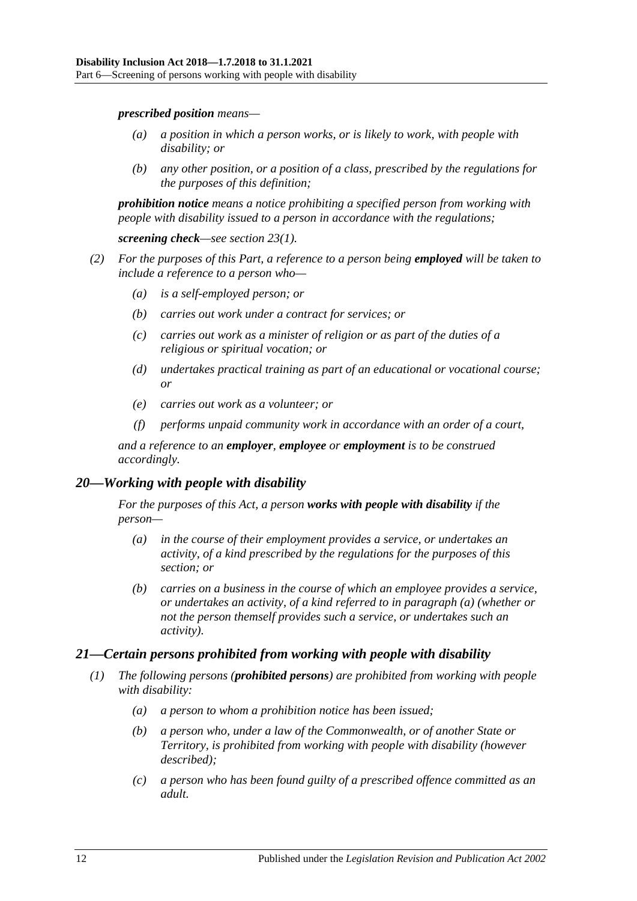***prescribed position*** *means—*

- *(a) a position in which a person works, or is likely to work, with people with disability; or*
- *(b) any other position, or a position of a class, prescribed by the regulations for the purposes of this definition;*

***prohibition notice*** *means a notice prohibiting a specified person from working with people with disability issued to a person in accordance with the regulations;*

***screening check****—see section 23(1).*

*(2) For the purposes of this Part, a reference to a person being* ***employed*** *will be taken to include a reference to a person who—*

- *(a) is a self-employed person; or*
- *(b) carries out work under a contract for services; or*
- *(c) carries out work as a minister of religion or as part of the duties of a religious or spiritual vocation; or*
- *(d) undertakes practical training as part of an educational or vocational course; or*
- *(e) carries out work as a volunteer; or*
- *(f) performs unpaid community work in accordance with an order of a court,*

*and a reference to an* ***employer***, ***employee*** *or* ***employment*** *is to be construed accordingly.*

## *20—Working with people with disability*

*For the purposes of this Act, a person* ***works with people with disability*** *if the person—*

- *(a) in the course of their employment provides a service, or undertakes an activity, of a kind prescribed by the regulations for the purposes of this section; or*
- *(b) carries on a business in the course of which an employee provides a service, or undertakes an activity, of a kind referred to in paragraph (a) (whether or not the person themself provides such a service, or undertakes such an activity).*

## *21—Certain persons prohibited from working with people with disability*

*(1) The following persons (****prohibited persons****) are prohibited from working with people with disability:*

- *(a) a person to whom a prohibition notice has been issued;*
- *(b) a person who, under a law of the Commonwealth, or of another State or Territory, is prohibited from working with people with disability (however described);*
- *(c) a person who has been found guilty of a prescribed offence committed as an adult.*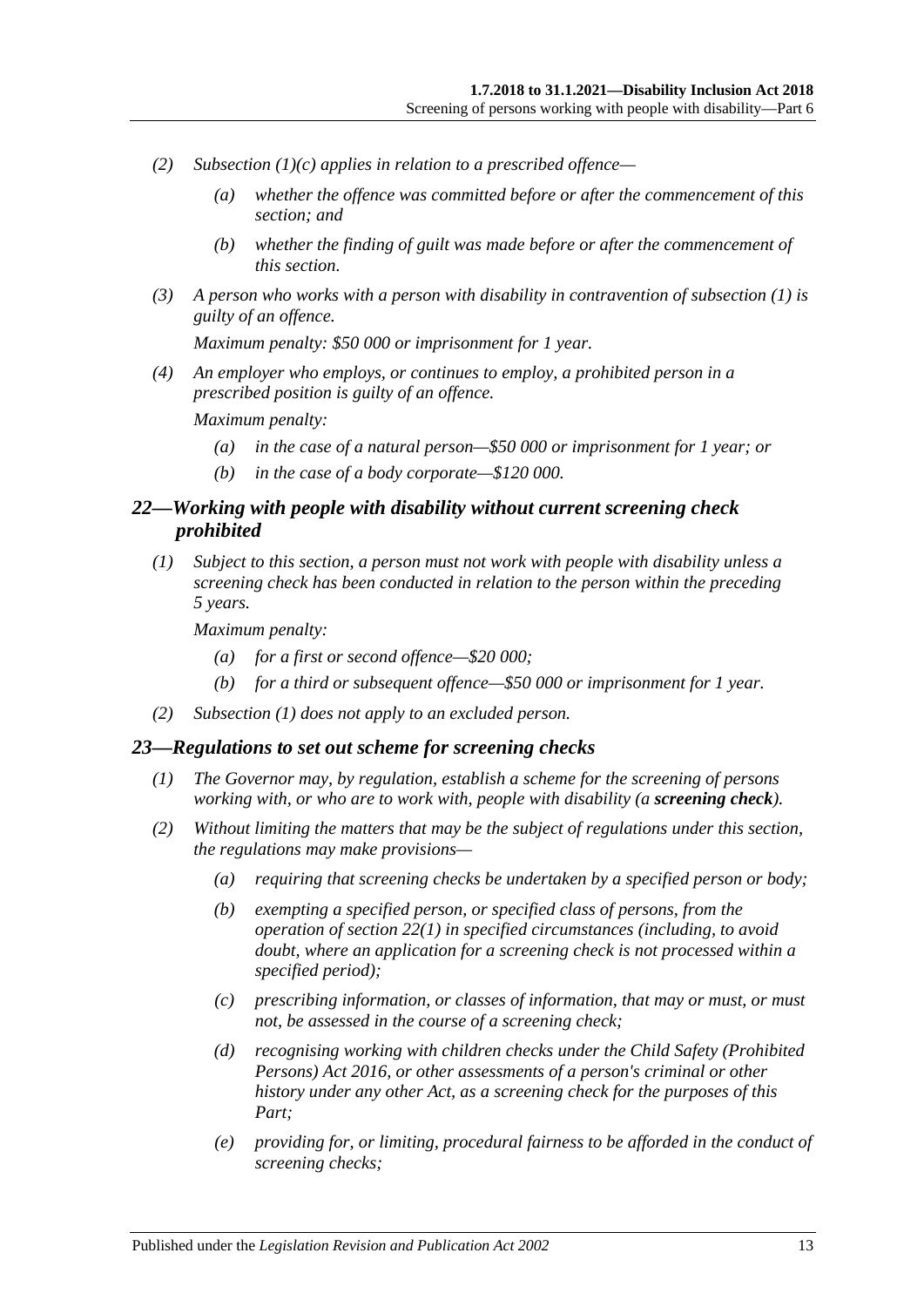(2) *Subsection (1)(c) applies in relation to a prescribed offence—*

   (a) *whether the offence was committed before or after the commencement of this section; and*

   (b) *whether the finding of guilt was made before or after the commencement of this section.*

(3) *A person who works with a person with disability in contravention of subsection (1) is guilty of an offence.*

*Maximum penalty: $50 000 or imprisonment for 1 year.*

(4) *An employer who employs, or continues to employ, a prohibited person in a prescribed position is guilty of an offence.*

*Maximum penalty:*

   (a) *in the case of a natural person—$50 000 or imprisonment for 1 year; or*

   (b) *in the case of a body corporate—$120 000.*

### *22—Working with people with disability without current screening check prohibited*

(1) *Subject to this section, a person must not work with people with disability unless a screening check has been conducted in relation to the person within the preceding 5 years.*

*Maximum penalty:*

   (a) *for a first or second offence—$20 000;*

   (b) *for a third or subsequent offence—$50 000 or imprisonment for 1 year.*

(2) *Subsection (1) does not apply to an excluded person.*

### *23—Regulations to set out scheme for screening checks*

(1) *The Governor may, by regulation, establish a scheme for the screening of persons working with, or who are to work with, people with disability (a* ***screening check****).*

(2) *Without limiting the matters that may be the subject of regulations under this section, the regulations may make provisions—*

   (a) *requiring that screening checks be undertaken by a specified person or body;*

   (b) *exempting a specified person, or specified class of persons, from the operation of section 22(1) in specified circumstances (including, to avoid doubt, where an application for a screening check is not processed within a specified period);*

   (c) *prescribing information, or classes of information, that may or must, or must not, be assessed in the course of a screening check;*

   (d) *recognising working with children checks under the Child Safety (Prohibited Persons) Act 2016, or other assessments of a person's criminal or other history under any other Act, as a screening check for the purposes of this Part;*

   (e) *providing for, or limiting, procedural fairness to be afforded in the conduct of screening checks;*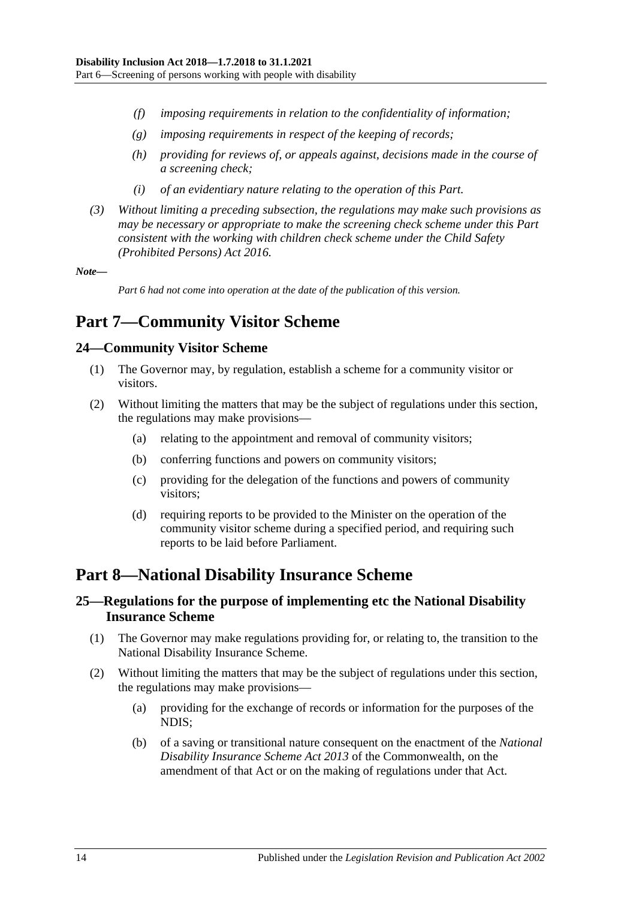*(f) imposing requirements in relation to the confidentiality of information;*

*(g) imposing requirements in respect of the keeping of records;*

*(h) providing for reviews of, or appeals against, decisions made in the course of a screening check;*

*(i) of an evidentiary nature relating to the operation of this Part.*

*(3) Without limiting a preceding subsection, the regulations may make such provisions as may be necessary or appropriate to make the screening check scheme under this Part consistent with the working with children check scheme under the Child Safety (Prohibited Persons) Act 2016.*

***Note—***

*Part 6 had not come into operation at the date of the publication of this version.*

# Part 7—Community Visitor Scheme

## 24—Community Visitor Scheme

(1) The Governor may, by regulation, establish a scheme for a community visitor or visitors.

(2) Without limiting the matters that may be the subject of regulations under this section, the regulations may make provisions—

(a) relating to the appointment and removal of community visitors;

(b) conferring functions and powers on community visitors;

(c) providing for the delegation of the functions and powers of community visitors;

(d) requiring reports to be provided to the Minister on the operation of the community visitor scheme during a specified period, and requiring such reports to be laid before Parliament.

# Part 8—National Disability Insurance Scheme

## 25—Regulations for the purpose of implementing etc the National Disability Insurance Scheme

(1) The Governor may make regulations providing for, or relating to, the transition to the National Disability Insurance Scheme.

(2) Without limiting the matters that may be the subject of regulations under this section, the regulations may make provisions—

(a) providing for the exchange of records or information for the purposes of the NDIS;

(b) of a saving or transitional nature consequent on the enactment of the *National Disability Insurance Scheme Act 2013* of the Commonwealth, on the amendment of that Act or on the making of regulations under that Act.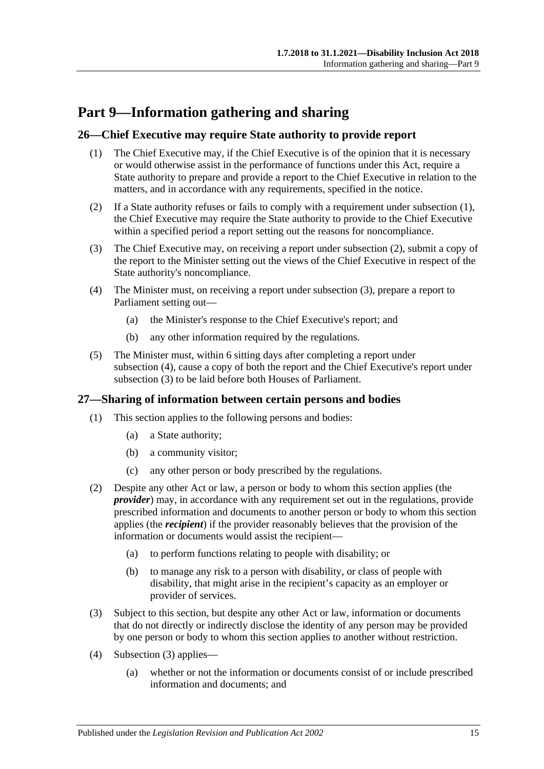# Part 9—Information gathering and sharing

## 26—Chief Executive may require State authority to provide report

(1) The Chief Executive may, if the Chief Executive is of the opinion that it is necessary or would otherwise assist in the performance of functions under this Act, require a State authority to prepare and provide a report to the Chief Executive in relation to the matters, and in accordance with any requirements, specified in the notice.

(2) If a State authority refuses or fails to comply with a requirement under subsection (1), the Chief Executive may require the State authority to provide to the Chief Executive within a specified period a report setting out the reasons for noncompliance.

(3) The Chief Executive may, on receiving a report under subsection (2), submit a copy of the report to the Minister setting out the views of the Chief Executive in respect of the State authority's noncompliance.

(4) The Minister must, on receiving a report under subsection (3), prepare a report to Parliament setting out—

(a) the Minister's response to the Chief Executive's report; and

(b) any other information required by the regulations.

(5) The Minister must, within 6 sitting days after completing a report under subsection (4), cause a copy of both the report and the Chief Executive's report under subsection (3) to be laid before both Houses of Parliament.

## 27—Sharing of information between certain persons and bodies

(1) This section applies to the following persons and bodies:

(a) a State authority;

(b) a community visitor;

(c) any other person or body prescribed by the regulations.

(2) Despite any other Act or law, a person or body to whom this section applies (the ***provider***) may, in accordance with any requirement set out in the regulations, provide prescribed information and documents to another person or body to whom this section applies (the ***recipient***) if the provider reasonably believes that the provision of the information or documents would assist the recipient—

(a) to perform functions relating to people with disability; or

(b) to manage any risk to a person with disability, or class of people with disability, that might arise in the recipient’s capacity as an employer or provider of services.

(3) Subject to this section, but despite any other Act or law, information or documents that do not directly or indirectly disclose the identity of any person may be provided by one person or body to whom this section applies to another without restriction.

(4) Subsection (3) applies—

(a) whether or not the information or documents consist of or include prescribed information and documents; and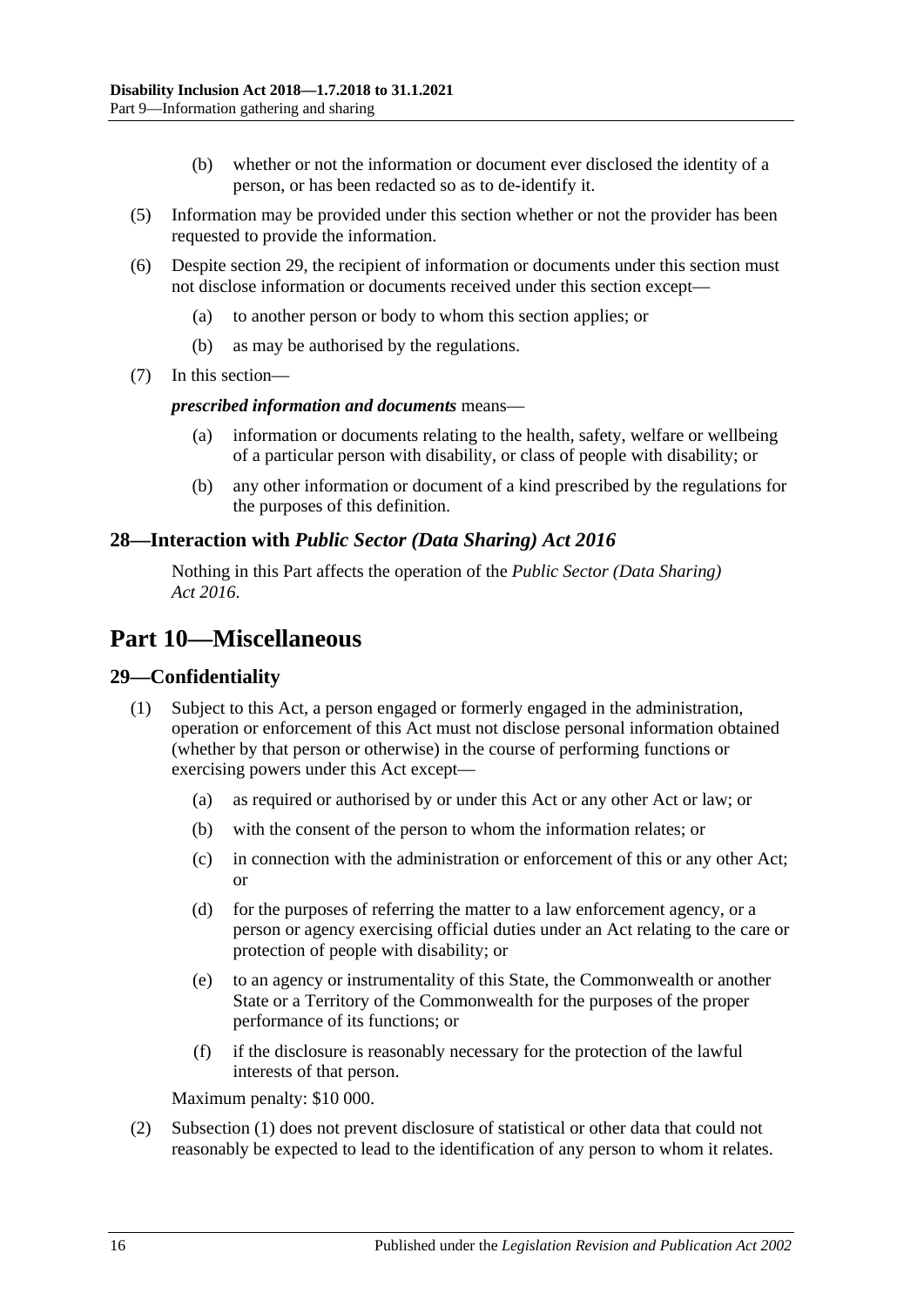(b) whether or not the information or document ever disclosed the identity of a person, or has been redacted so as to de-identify it.

(5) Information may be provided under this section whether or not the provider has been requested to provide the information.

(6) Despite section 29, the recipient of information or documents under this section must not disclose information or documents received under this section except—

(a) to another person or body to whom this section applies; or

(b) as may be authorised by the regulations.

(7) In this section—

***prescribed information and documents*** means—

(a) information or documents relating to the health, safety, welfare or wellbeing of a particular person with disability, or class of people with disability; or

(b) any other information or document of a kind prescribed by the regulations for the purposes of this definition.

### 28—Interaction with *Public Sector (Data Sharing) Act 2016*

Nothing in this Part affects the operation of the *Public Sector (Data Sharing) Act 2016*.

## Part 10—Miscellaneous

### 29—Confidentiality

(1) Subject to this Act, a person engaged or formerly engaged in the administration, operation or enforcement of this Act must not disclose personal information obtained (whether by that person or otherwise) in the course of performing functions or exercising powers under this Act except—

(a) as required or authorised by or under this Act or any other Act or law; or

(b) with the consent of the person to whom the information relates; or

(c) in connection with the administration or enforcement of this or any other Act; or

(d) for the purposes of referring the matter to a law enforcement agency, or a person or agency exercising official duties under an Act relating to the care or protection of people with disability; or

(e) to an agency or instrumentality of this State, the Commonwealth or another State or a Territory of the Commonwealth for the purposes of the proper performance of its functions; or

(f) if the disclosure is reasonably necessary for the protection of the lawful interests of that person.

Maximum penalty: $10 000.

(2) Subsection (1) does not prevent disclosure of statistical or other data that could not reasonably be expected to lead to the identification of any person to whom it relates.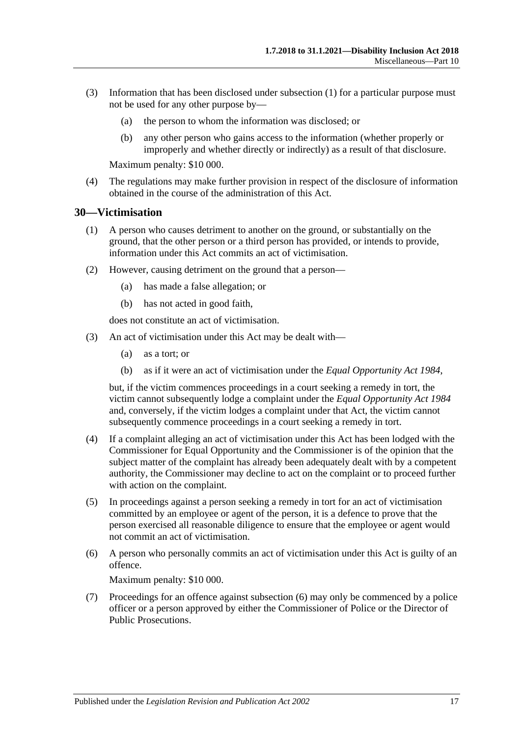(3) Information that has been disclosed under subsection (1) for a particular purpose must not be used for any other purpose by—

(a) the person to whom the information was disclosed; or

(b) any other person who gains access to the information (whether properly or improperly and whether directly or indirectly) as a result of that disclosure.

Maximum penalty: $10 000.

(4) The regulations may make further provision in respect of the disclosure of information obtained in the course of the administration of this Act.

## 30—Victimisation

(1) A person who causes detriment to another on the ground, or substantially on the ground, that the other person or a third person has provided, or intends to provide, information under this Act commits an act of victimisation.

(2) However, causing detriment on the ground that a person—

(a) has made a false allegation; or

(b) has not acted in good faith,

does not constitute an act of victimisation.

(3) An act of victimisation under this Act may be dealt with—

(a) as a tort; or

(b) as if it were an act of victimisation under the *Equal Opportunity Act 1984*,

but, if the victim commences proceedings in a court seeking a remedy in tort, the victim cannot subsequently lodge a complaint under the *Equal Opportunity Act 1984* and, conversely, if the victim lodges a complaint under that Act, the victim cannot subsequently commence proceedings in a court seeking a remedy in tort.

(4) If a complaint alleging an act of victimisation under this Act has been lodged with the Commissioner for Equal Opportunity and the Commissioner is of the opinion that the subject matter of the complaint has already been adequately dealt with by a competent authority, the Commissioner may decline to act on the complaint or to proceed further with action on the complaint.

(5) In proceedings against a person seeking a remedy in tort for an act of victimisation committed by an employee or agent of the person, it is a defence to prove that the person exercised all reasonable diligence to ensure that the employee or agent would not commit an act of victimisation.

(6) A person who personally commits an act of victimisation under this Act is guilty of an offence.

Maximum penalty: $10 000.

(7) Proceedings for an offence against subsection (6) may only be commenced by a police officer or a person approved by either the Commissioner of Police or the Director of Public Prosecutions.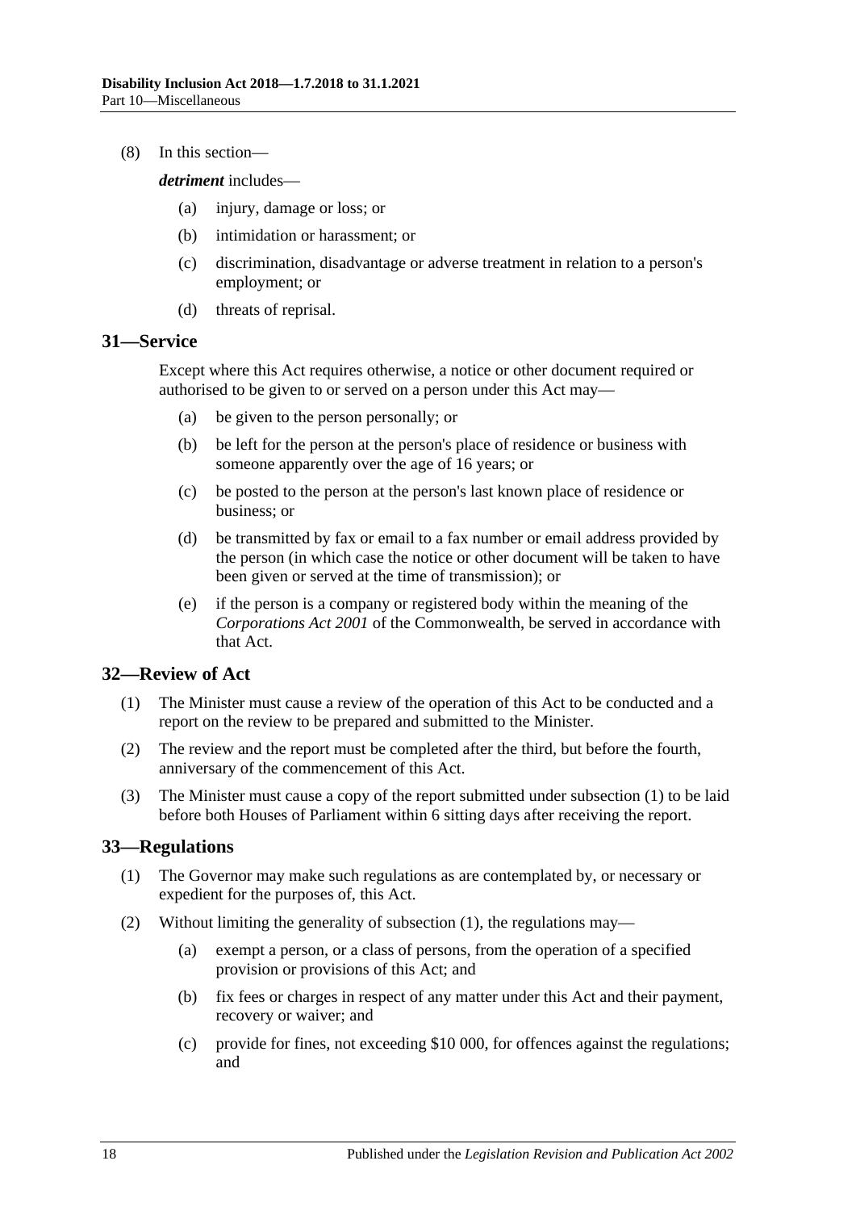(8) In this section—

***detriment*** includes—

(a) injury, damage or loss; or

(b) intimidation or harassment; or

(c) discrimination, disadvantage or adverse treatment in relation to a person's employment; or

(d) threats of reprisal.

## 31—Service

Except where this Act requires otherwise, a notice or other document required or authorised to be given to or served on a person under this Act may—

(a) be given to the person personally; or

(b) be left for the person at the person's place of residence or business with someone apparently over the age of 16 years; or

(c) be posted to the person at the person's last known place of residence or business; or

(d) be transmitted by fax or email to a fax number or email address provided by the person (in which case the notice or other document will be taken to have been given or served at the time of transmission); or

(e) if the person is a company or registered body within the meaning of the *Corporations Act 2001* of the Commonwealth, be served in accordance with that Act.

## 32—Review of Act

(1) The Minister must cause a review of the operation of this Act to be conducted and a report on the review to be prepared and submitted to the Minister.

(2) The review and the report must be completed after the third, but before the fourth, anniversary of the commencement of this Act.

(3) The Minister must cause a copy of the report submitted under subsection (1) to be laid before both Houses of Parliament within 6 sitting days after receiving the report.

## 33—Regulations

(1) The Governor may make such regulations as are contemplated by, or necessary or expedient for the purposes of, this Act.

(2) Without limiting the generality of subsection (1), the regulations may—

(a) exempt a person, or a class of persons, from the operation of a specified provision or provisions of this Act; and

(b) fix fees or charges in respect of any matter under this Act and their payment, recovery or waiver; and

(c) provide for fines, not exceeding $10 000, for offences against the regulations; and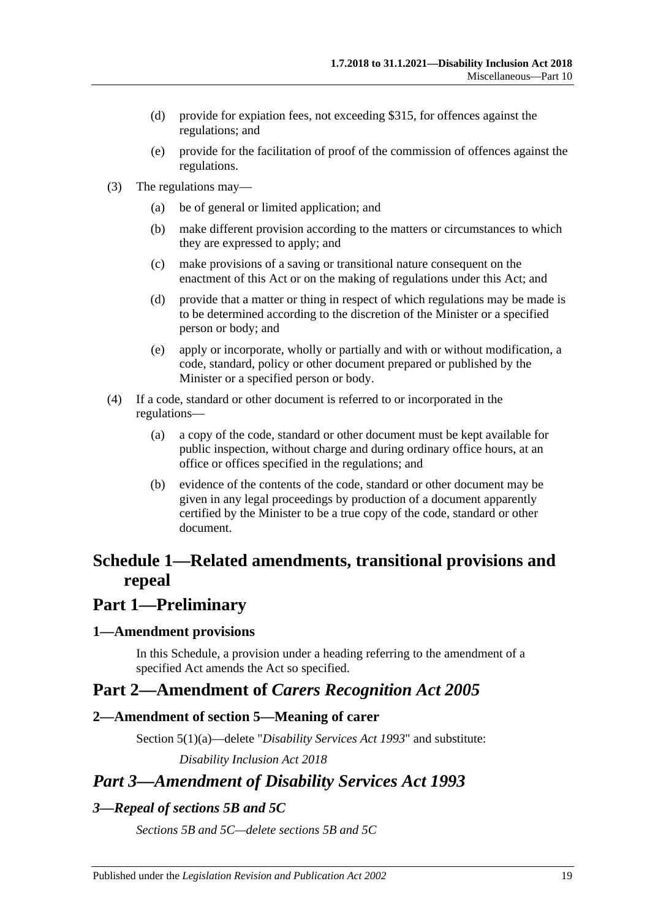(d) provide for expiation fees, not exceeding $315, for offences against the regulations; and

(e) provide for the facilitation of proof of the commission of offences against the regulations.

(3) The regulations may—

(a) be of general or limited application; and

(b) make different provision according to the matters or circumstances to which they are expressed to apply; and

(c) make provisions of a saving or transitional nature consequent on the enactment of this Act or on the making of regulations under this Act; and

(d) provide that a matter or thing in respect of which regulations may be made is to be determined according to the discretion of the Minister or a specified person or body; and

(e) apply or incorporate, wholly or partially and with or without modification, a code, standard, policy or other document prepared or published by the Minister or a specified person or body.

(4) If a code, standard or other document is referred to or incorporated in the regulations—

(a) a copy of the code, standard or other document must be kept available for public inspection, without charge and during ordinary office hours, at an office or offices specified in the regulations; and

(b) evidence of the contents of the code, standard or other document may be given in any legal proceedings by production of a document apparently certified by the Minister to be a true copy of the code, standard or other document.

# Schedule 1—Related amendments, transitional provisions and repeal

## Part 1—Preliminary

### 1—Amendment provisions

In this Schedule, a provision under a heading referring to the amendment of a specified Act amends the Act so specified.

## Part 2—Amendment of *Carers Recognition Act 2005*

### 2—Amendment of section 5—Meaning of carer

Section 5(1)(a)—delete "*Disability Services Act 1993*" and substitute:

*Disability Inclusion Act 2018*

## *Part 3—Amendment of Disability Services Act 1993*

### *3—Repeal of sections 5B and 5C*

*Sections 5B and 5C—delete sections 5B and 5C*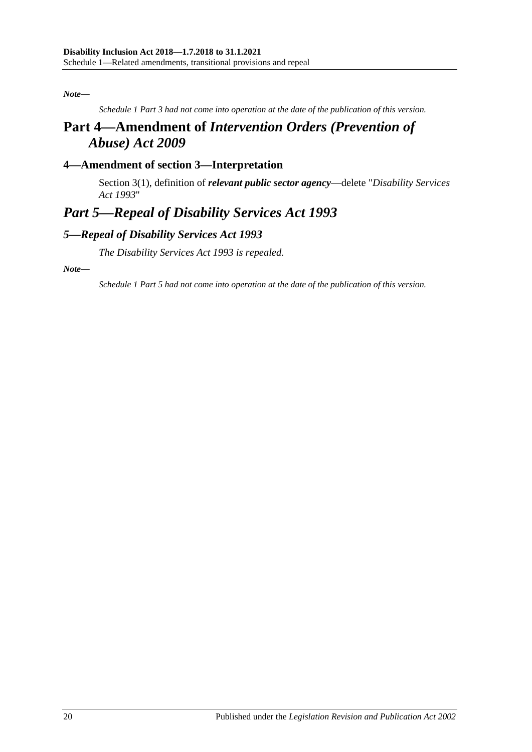*Note—*

*Schedule 1 Part 3 had not come into operation at the date of the publication of this version.*

## Part 4—Amendment of *Intervention Orders (Prevention of Abuse) Act 2009*

### 4—Amendment of section 3—Interpretation

Section 3(1), definition of ***relevant public sector agency***—delete "*Disability Services Act 1993*"

## *Part 5—Repeal of Disability Services Act 1993*

### *5—Repeal of Disability Services Act 1993*

*The Disability Services Act 1993 is repealed.*

*Note—*

*Schedule 1 Part 5 had not come into operation at the date of the publication of this version.*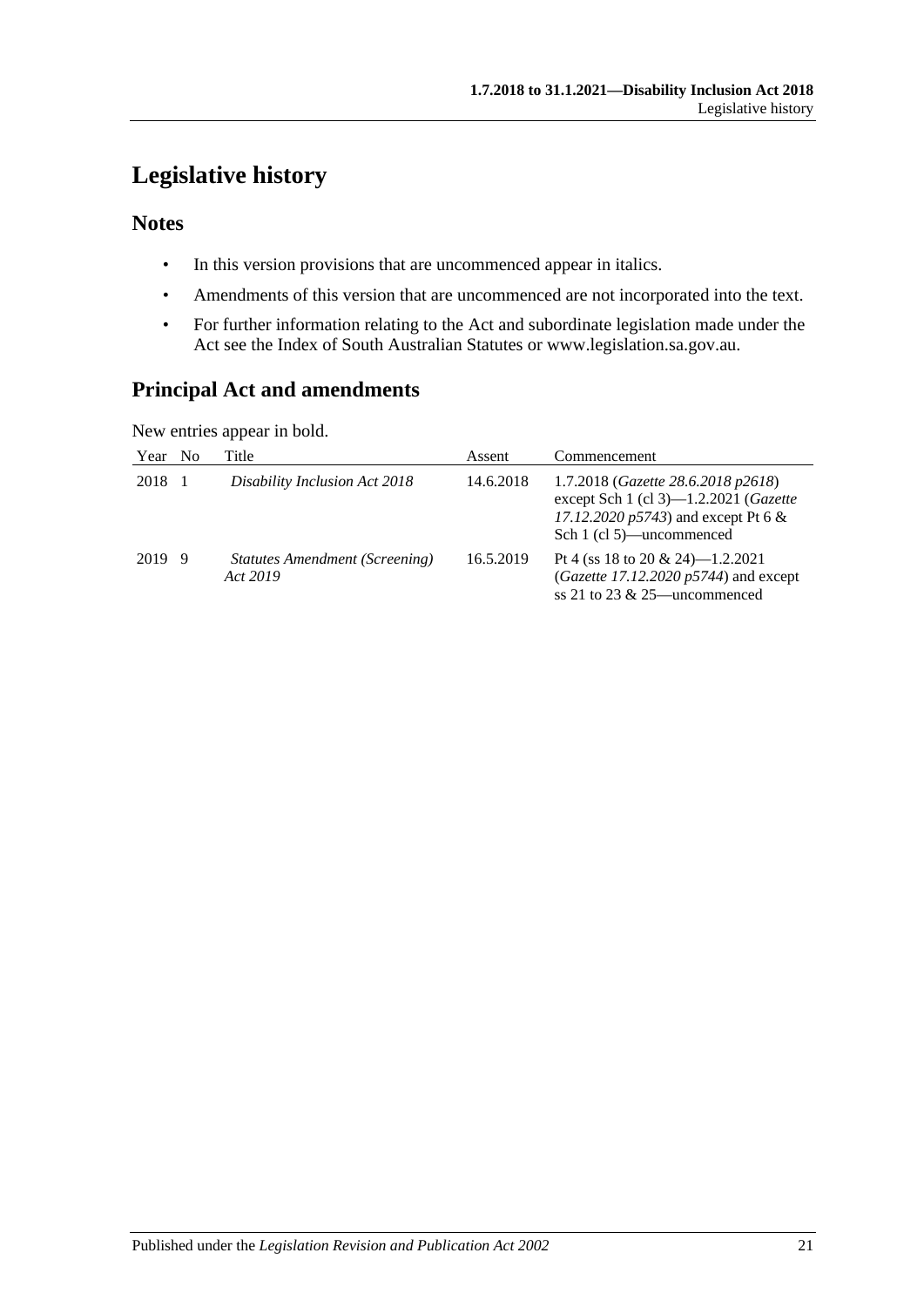# Legislative history

## Notes

- In this version provisions that are uncommenced appear in italics.
- Amendments of this version that are uncommenced are not incorporated into the text.
- For further information relating to the Act and subordinate legislation made under the Act see the Index of South Australian Statutes or www.legislation.sa.gov.au.

## Principal Act and amendments

New entries appear in bold.

| Year | No | Title | Assent | Commencement |
|---|---|---|---|---|
| 2018 | 1 | *Disability Inclusion Act 2018* | 14.6.2018 | 1.7.2018 (*Gazette 28.6.2018 p2618*) except Sch 1 (cl 3)—1.2.2021 (*Gazette 17.12.2020 p5743*) and except Pt 6 & Sch 1 (cl 5)—uncommenced |
| 2019 | 9 | *Statutes Amendment (Screening) Act 2019* | 16.5.2019 | Pt 4 (ss 18 to 20 & 24)—1.2.2021 (*Gazette 17.12.2020 p5744*) and except ss 21 to 23 & 25—uncommenced |